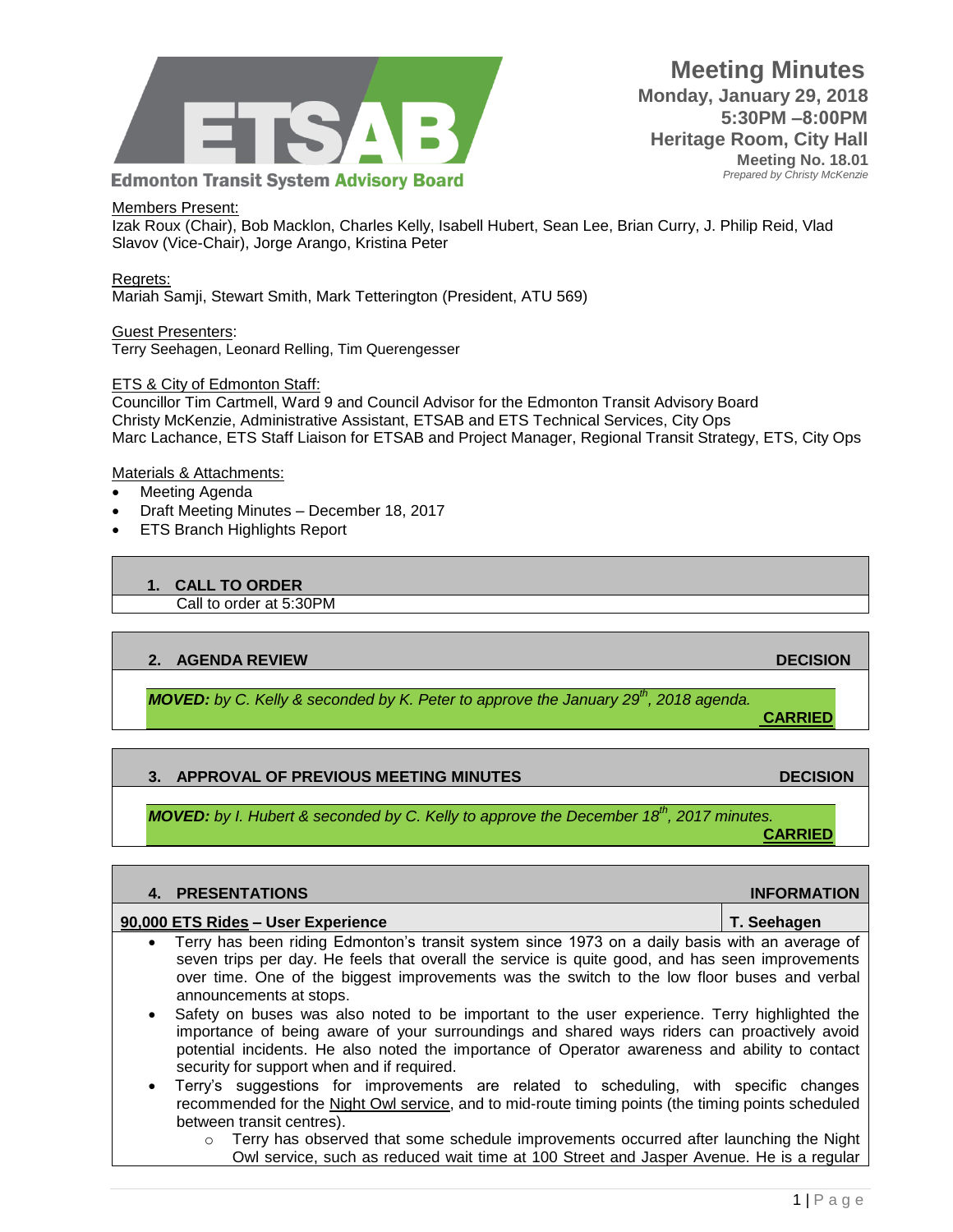**Edmonton Transit System Advisory Board**

# Meeting Minutes

**Monday, January 29, 2018**
**5:30PM –8:00PM**
**Heritage Room, City Hall**
**Meeting No. 18.01**
*Prepared by Christy McKenzie*

Members Present:
Izak Roux (Chair), Bob Macklon, Charles Kelly, Isabell Hubert, Sean Lee, Brian Curry, J. Philip Reid, Vlad Slavov (Vice-Chair), Jorge Arango, Kristina Peter

Regrets:
Mariah Samji, Stewart Smith, Mark Tetterington (President, ATU 569)

Guest Presenters:
Terry Seehagen, Leonard Relling, Tim Querengesser

ETS & City of Edmonton Staff:
Councillor Tim Cartmell, Ward 9 and Council Advisor for the Edmonton Transit Advisory Board
Christy McKenzie, Administrative Assistant, ETSAB and ETS Technical Services, City Ops
Marc Lachance, ETS Staff Liaison for ETSAB and Project Manager, Regional Transit Strategy, ETS, City Ops

Materials & Attachments:

- Meeting Agenda
- Draft Meeting Minutes – December 18, 2017
- ETS Branch Highlights Report

## 1. CALL TO ORDER

Call to order at 5:30PM

## 2. AGENDA REVIEW — DECISION

***MOVED:*** *by C. Kelly & seconded by K. Peter to approve the January 29th, 2018 agenda.*

**CARRIED**

## 3. APPROVAL OF PREVIOUS MEETING MINUTES — DECISION

***MOVED:*** *by I. Hubert & seconded by C. Kelly to approve the December 18th, 2017 minutes.*

**CARRIED**

## 4. PRESENTATIONS — INFORMATION

| 90,000 ETS Rides – User Experience | T. Seehagen |
|---|---|

- Terry has been riding Edmonton's transit system since 1973 on a daily basis with an average of seven trips per day. He feels that overall the service is quite good, and has seen improvements over time. One of the biggest improvements was the switch to the low floor buses and verbal announcements at stops.
- Safety on buses was also noted to be important to the user experience. Terry highlighted the importance of being aware of your surroundings and shared ways riders can proactively avoid potential incidents. He also noted the importance of Operator awareness and ability to contact security for support when and if required.
- Terry's suggestions for improvements are related to scheduling, with specific changes recommended for the Night Owl service, and to mid-route timing points (the timing points scheduled between transit centres).
  - Terry has observed that some schedule improvements occurred after launching the Night Owl service, such as reduced wait time at 100 Street and Jasper Avenue. He is a regular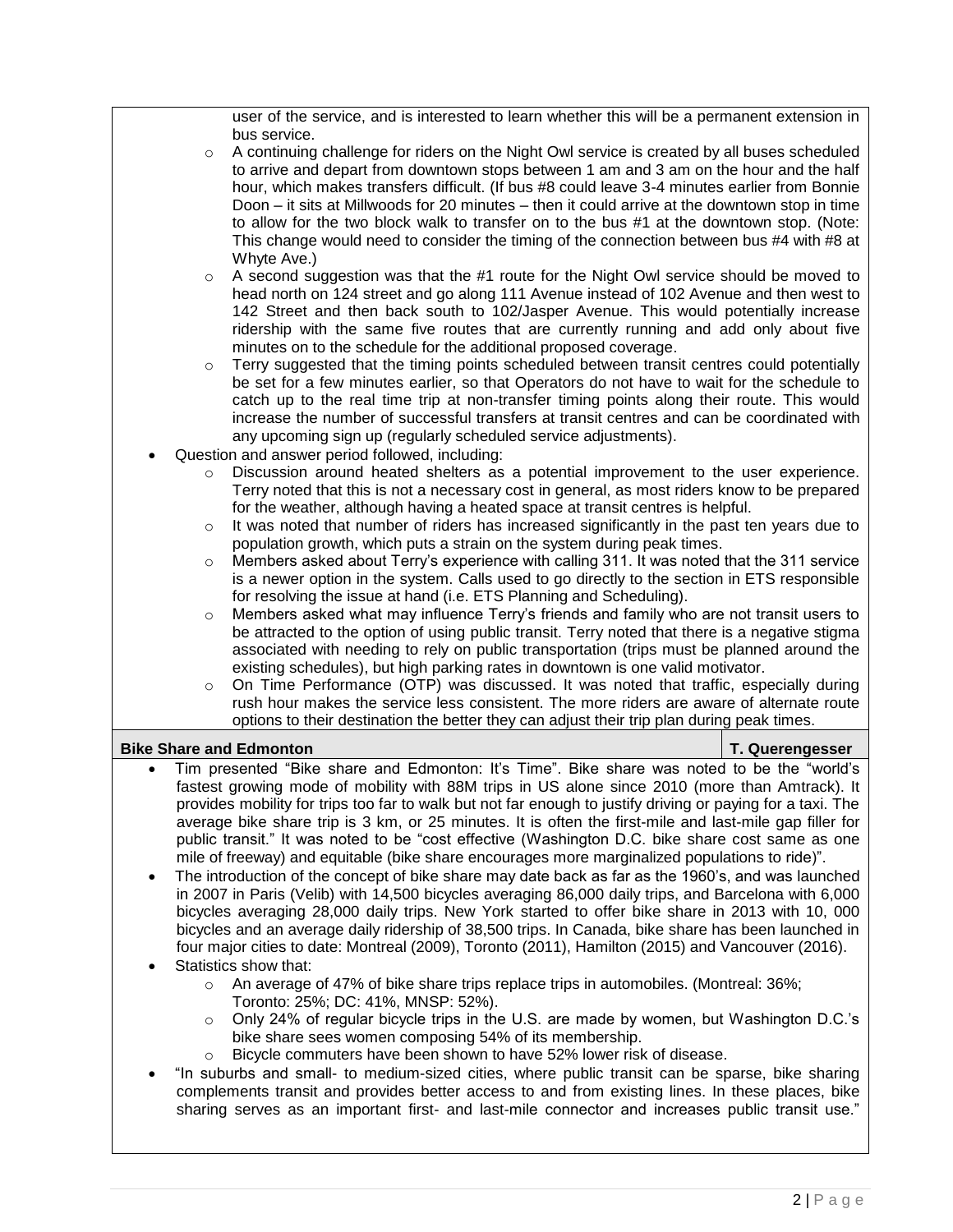user of the service, and is interested to learn whether this will be a permanent extension in bus service.
  - A continuing challenge for riders on the Night Owl service is created by all buses scheduled to arrive and depart from downtown stops between 1 am and 3 am on the hour and the half hour, which makes transfers difficult. (If bus #8 could leave 3-4 minutes earlier from Bonnie Doon – it sits at Millwoods for 20 minutes – then it could arrive at the downtown stop in time to allow for the two block walk to transfer on to the bus #1 at the downtown stop. (Note: This change would need to consider the timing of the connection between bus #4 with #8 at Whyte Ave.)
  - A second suggestion was that the #1 route for the Night Owl service should be moved to head north on 124 street and go along 111 Avenue instead of 102 Avenue and then west to 142 Street and then back south to 102/Jasper Avenue. This would potentially increase ridership with the same five routes that are currently running and add only about five minutes on to the schedule for the additional proposed coverage.
  - Terry suggested that the timing points scheduled between transit centres could potentially be set for a few minutes earlier, so that Operators do not have to wait for the schedule to catch up to the real time trip at non-transfer timing points along their route. This would increase the number of successful transfers at transit centres and can be coordinated with any upcoming sign up (regularly scheduled service adjustments).
- Question and answer period followed, including:
  - Discussion around heated shelters as a potential improvement to the user experience. Terry noted that this is not a necessary cost in general, as most riders know to be prepared for the weather, although having a heated space at transit centres is helpful.
  - It was noted that number of riders has increased significantly in the past ten years due to population growth, which puts a strain on the system during peak times.
  - Members asked about Terry's experience with calling 311. It was noted that the 311 service is a newer option in the system. Calls used to go directly to the section in ETS responsible for resolving the issue at hand (i.e. ETS Planning and Scheduling).
  - Members asked what may influence Terry's friends and family who are not transit users to be attracted to the option of using public transit. Terry noted that there is a negative stigma associated with needing to rely on public transportation (trips must be planned around the existing schedules), but high parking rates in downtown is one valid motivator.
  - On Time Performance (OTP) was discussed. It was noted that traffic, especially during rush hour makes the service less consistent. The more riders are aware of alternate route options to their destination the better they can adjust their trip plan during peak times.

| **Bike Share and Edmonton** | **T. Querengesser** |
|---|---|

- Tim presented "Bike share and Edmonton: It's Time". Bike share was noted to be the "world's fastest growing mode of mobility with 88M trips in US alone since 2010 (more than Amtrack). It provides mobility for trips too far to walk but not far enough to justify driving or paying for a taxi. The average bike share trip is 3 km, or 25 minutes. It is often the first-mile and last-mile gap filler for public transit." It was noted to be "cost effective (Washington D.C. bike share cost same as one mile of freeway) and equitable (bike share encourages more marginalized populations to ride)".
- The introduction of the concept of bike share may date back as far as the 1960's, and was launched in 2007 in Paris (Velib) with 14,500 bicycles averaging 86,000 daily trips, and Barcelona with 6,000 bicycles averaging 28,000 daily trips. New York started to offer bike share in 2013 with 10, 000 bicycles and an average daily ridership of 38,500 trips. In Canada, bike share has been launched in four major cities to date: Montreal (2009), Toronto (2011), Hamilton (2015) and Vancouver (2016).
- Statistics show that:
  - An average of 47% of bike share trips replace trips in automobiles. (Montreal: 36%; Toronto: 25%; DC: 41%, MNSP: 52%).
  - Only 24% of regular bicycle trips in the U.S. are made by women, but Washington D.C.'s bike share sees women composing 54% of its membership.
  - Bicycle commuters have been shown to have 52% lower risk of disease.
- "In suburbs and small- to medium-sized cities, where public transit can be sparse, bike sharing complements transit and provides better access to and from existing lines. In these places, bike sharing serves as an important first- and last-mile connector and increases public transit use."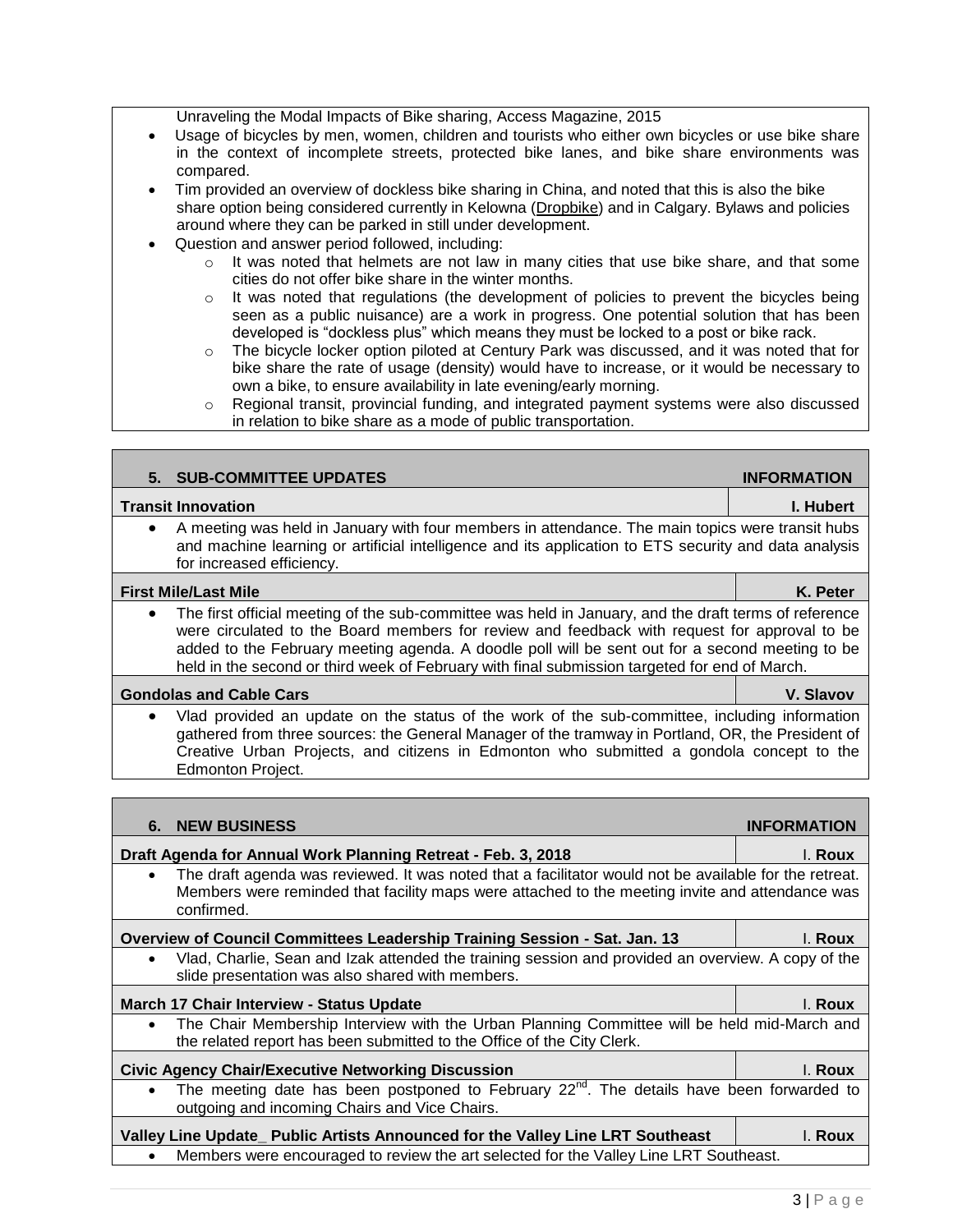Unraveling the Modal Impacts of Bike sharing, Access Magazine, 2015

- Usage of bicycles by men, women, children and tourists who either own bicycles or use bike share in the context of incomplete streets, protected bike lanes, and bike share environments was compared.
- Tim provided an overview of dockless bike sharing in China, and noted that this is also the bike share option being considered currently in Kelowna (Dropbike) and in Calgary. Bylaws and policies around where they can be parked in still under development.
- Question and answer period followed, including:
  - It was noted that helmets are not law in many cities that use bike share, and that some cities do not offer bike share in the winter months.
  - It was noted that regulations (the development of policies to prevent the bicycles being seen as a public nuisance) are a work in progress. One potential solution that has been developed is "dockless plus" which means they must be locked to a post or bike rack.
  - The bicycle locker option piloted at Century Park was discussed, and it was noted that for bike share the rate of usage (density) would have to increase, or it would be necessary to own a bike, to ensure availability in late evening/early morning.
  - Regional transit, provincial funding, and integrated payment systems were also discussed in relation to bike share as a mode of public transportation.

## 5. SUB-COMMITTEE UPDATES — INFORMATION

**Transit Innovation** — **I. Hubert**

- A meeting was held in January with four members in attendance. The main topics were transit hubs and machine learning or artificial intelligence and its application to ETS security and data analysis for increased efficiency.

**First Mile/Last Mile** — **K. Peter**

- The first official meeting of the sub-committee was held in January, and the draft terms of reference were circulated to the Board members for review and feedback with request for approval to be added to the February meeting agenda. A doodle poll will be sent out for a second meeting to be held in the second or third week of February with final submission targeted for end of March.

**Gondolas and Cable Cars** — **V. Slavov**

- Vlad provided an update on the status of the work of the sub-committee, including information gathered from three sources: the General Manager of the tramway in Portland, OR, the President of Creative Urban Projects, and citizens in Edmonton who submitted a gondola concept to the Edmonton Project.

## 6. NEW BUSINESS — INFORMATION

**Draft Agenda for Annual Work Planning Retreat - Feb. 3, 2018** — I. **Roux**

- The draft agenda was reviewed. It was noted that a facilitator would not be available for the retreat. Members were reminded that facility maps were attached to the meeting invite and attendance was confirmed.

**Overview of Council Committees Leadership Training Session - Sat. Jan. 13** — I. **Roux**

- Vlad, Charlie, Sean and Izak attended the training session and provided an overview. A copy of the slide presentation was also shared with members.

**March 17 Chair Interview - Status Update** — I. **Roux**

- The Chair Membership Interview with the Urban Planning Committee will be held mid-March and the related report has been submitted to the Office of the City Clerk.

**Civic Agency Chair/Executive Networking Discussion** — I. **Roux**

- The meeting date has been postponed to February 22nd. The details have been forwarded to outgoing and incoming Chairs and Vice Chairs.

**Valley Line Update_ Public Artists Announced for the Valley Line LRT Southeast** — I. **Roux**

- Members were encouraged to review the art selected for the Valley Line LRT Southeast.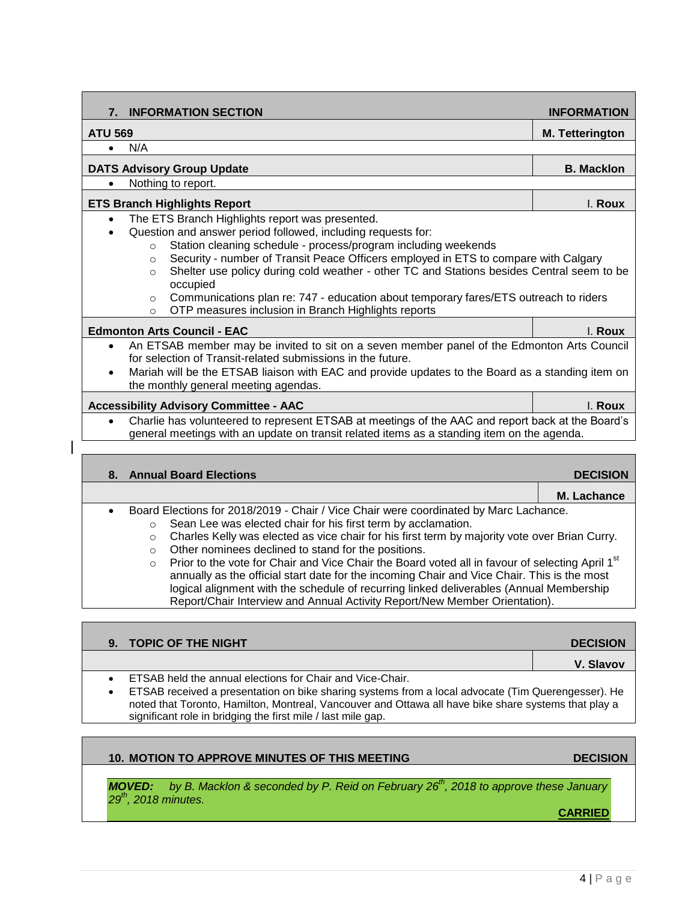| 7. INFORMATION SECTION | INFORMATION |
|---|---|
| **ATU 569** | **M. Tetterington** |

- N/A

| **DATS Advisory Group Update** | **B. Macklon** |
|---|---|

- Nothing to report.

| **ETS Branch Highlights Report** | I. **Roux** |
|---|---|

- The ETS Branch Highlights report was presented.
- Question and answer period followed, including requests for:
  - Station cleaning schedule - process/program including weekends
  - Security - number of Transit Peace Officers employed in ETS to compare with Calgary
  - Shelter use policy during cold weather - other TC and Stations besides Central seem to be occupied
  - Communications plan re: 747 - education about temporary fares/ETS outreach to riders
  - OTP measures inclusion in Branch Highlights reports

| **Edmonton Arts Council - EAC** | I. **Roux** |
|---|---|

- An ETSAB member may be invited to sit on a seven member panel of the Edmonton Arts Council for selection of Transit-related submissions in the future.
- Mariah will be the ETSAB liaison with EAC and provide updates to the Board as a standing item on the monthly general meeting agendas.

| **Accessibility Advisory Committee - AAC** | I. **Roux** |
|---|---|

- Charlie has volunteered to represent ETSAB at meetings of the AAC and report back at the Board's general meetings with an update on transit related items as a standing item on the agenda.

## 8. Annual Board Elections — DECISION

**M. Lachance**

- Board Elections for 2018/2019 - Chair / Vice Chair were coordinated by Marc Lachance.
  - Sean Lee was elected chair for his first term by acclamation.
  - Charles Kelly was elected as vice chair for his first term by majority vote over Brian Curry.
  - Other nominees declined to stand for the positions.
  - Prior to the vote for Chair and Vice Chair the Board voted all in favour of selecting April 1st annually as the official start date for the incoming Chair and Vice Chair. This is the most logical alignment with the schedule of recurring linked deliverables (Annual Membership Report/Chair Interview and Annual Activity Report/New Member Orientation).

## 9. TOPIC OF THE NIGHT — DECISION

**V. Slavov**

- ETSAB held the annual elections for Chair and Vice-Chair.
- ETSAB received a presentation on bike sharing systems from a local advocate (Tim Querengesser). He noted that Toronto, Hamilton, Montreal, Vancouver and Ottawa all have bike share systems that play a significant role in bridging the first mile / last mile gap.

## 10. MOTION TO APPROVE MINUTES OF THIS MEETING — DECISION

***MOVED:*** *by B. Macklon & seconded by P. Reid on February 26th, 2018 to approve these January 29th, 2018 minutes.*

**CARRIED**